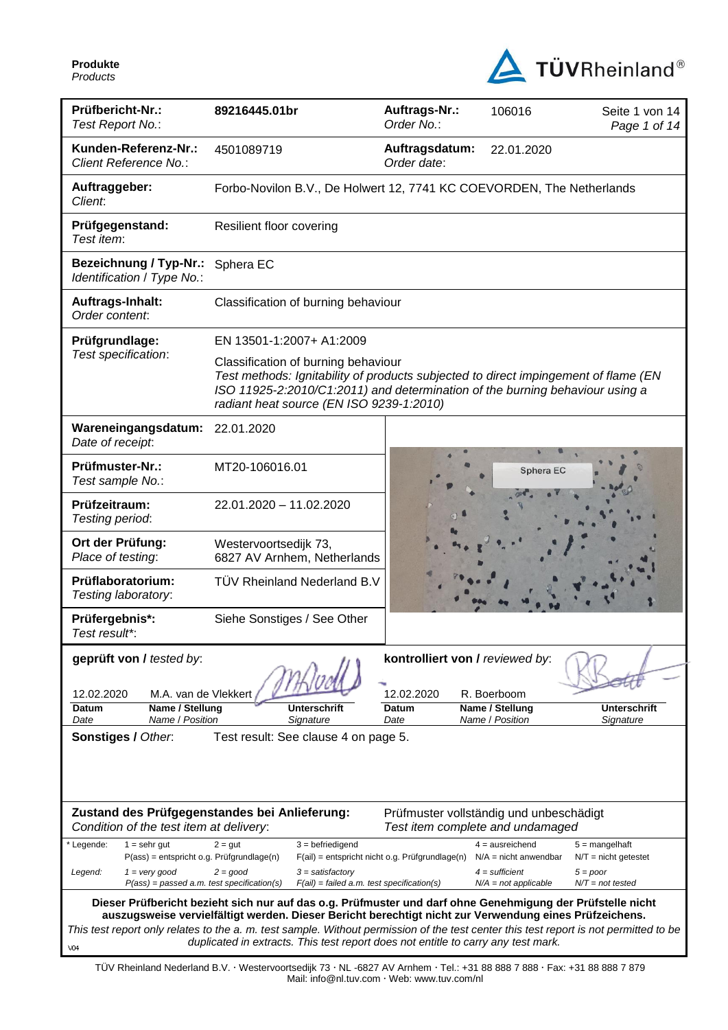**Produkte**
*Products*

TÜVRheinland®

| | | | | |
|---|---|---|---|---|
| **Prüfbericht-Nr.:** *Test Report No.:* | **89216445.01br** | **Auftrags-Nr.:** *Order No.:* | 106016 | Seite 1 von 14 *Page 1 of 14* |
| **Kunden-Referenz-Nr.:** *Client Reference No.:* | 4501089719 | **Auftragsdatum:** *Order date:* | 22.01.2020 | |
| **Auftraggeber:** *Client:* | Forbo-Novilon B.V., De Holwert 12, 7741 KC COEVORDEN, The Netherlands | | | |
| **Prüfgegenstand:** *Test item:* | Resilient floor covering | | | |
| **Bezeichnung / Typ-Nr.:** *Identification / Type No.:* | Sphera EC | | | |
| **Auftrags-Inhalt:** *Order content:* | Classification of burning behaviour | | | |
| **Prüfgrundlage:** *Test specification:* | EN 13501-1:2007+ A1:2009<br>Classification of burning behaviour<br>*Test methods: Ignitability of products subjected to direct impingement of flame (EN ISO 11925-2:2010/C1:2011) and determination of the burning behaviour using a radiant heat source (EN ISO 9239-1:2010)* | | | |
| **Wareneingangsdatum:** *Date of receipt:* | 22.01.2020 | | | |
| **Prüfmuster-Nr.:** *Test sample No.:* | MT20-106016.01 | | | |
| **Prüfzeitraum:** *Testing period:* | 22.01.2020 – 11.02.2020 | | | |
| **Ort der Prüfung:** *Place of testing:* | Westervoortsedijk 73, 6827 AV Arnhem, Netherlands | | | |
| **Prüflaboratorium:** *Testing laboratory:* | TÜV Rheinland Nederland B.V | | | |
| **Prüfergebnis\*:** *Test result\*:* | Siehe Sonstiges / See Other | | | |

| **geprüft von /** *tested by:* | | | **kontrolliert von /** *reviewed by:* | | |
|---|---|---|---|---|---|
| 12.02.2020 | M.A. van de Vlekkert | | 12.02.2020 | R. Boerboom | |
| **Datum** *Date* | **Name / Stellung** *Name / Position* | **Unterschrift** *Signature* | **Datum** *Date* | **Name / Stellung** *Name / Position* | **Unterschrift** *Signature* |

**Sonstiges /** **Other:** Test result: See clause 4 on page 5.

**Zustand des Prüfgegenstandes bei Anlieferung:** *Condition of the test item at delivery:* — Prüfmuster vollständig und unbeschädigt *Test item complete and undamaged*

| | | | | | |
|---|---|---|---|---|---|
| \* Legende: | 1 = sehr gut | 2 = gut | 3 = befriedigend | 4 = ausreichend | 5 = mangelhaft |
| | P(ass) = entspricht o.g. Prüfgrundlage(n) | | F(ail) = entspricht nicht o.g. Prüfgrundlage(n) | N/A = nicht anwendbar | N/T = nicht getestet |
| *Legend:* | *1 = very good* | *2 = good* | *3 = satisfactory* | *4 = sufficient* | *5 = poor* |
| | *P(ass) = passed a.m. test specification(s)* | | *F(ail) = failed a.m. test specification(s)* | *N/A = not applicable* | *N/T = not tested* |

**Dieser Prüfbericht bezieht sich nur auf das o.g. Prüfmuster und darf ohne Genehmigung der Prüfstelle nicht auszugsweise vervielfältigt werden. Dieser Bericht berechtigt nicht zur Verwendung eines Prüfzeichens.**
*This test report only relates to the a. m. test sample. Without permission of the test center this test report is not permitted to be duplicated in extracts. This test report does not entitle to carry any test mark.*

V04

TÜV Rheinland Nederland B.V. · Westervoortsedijk 73 · NL -6827 AV Arnhem · Tel.: +31 88 888 7 888 · Fax: +31 88 888 7 879
Mail: info@nl.tuv.com · Web: www.tuv.com/nl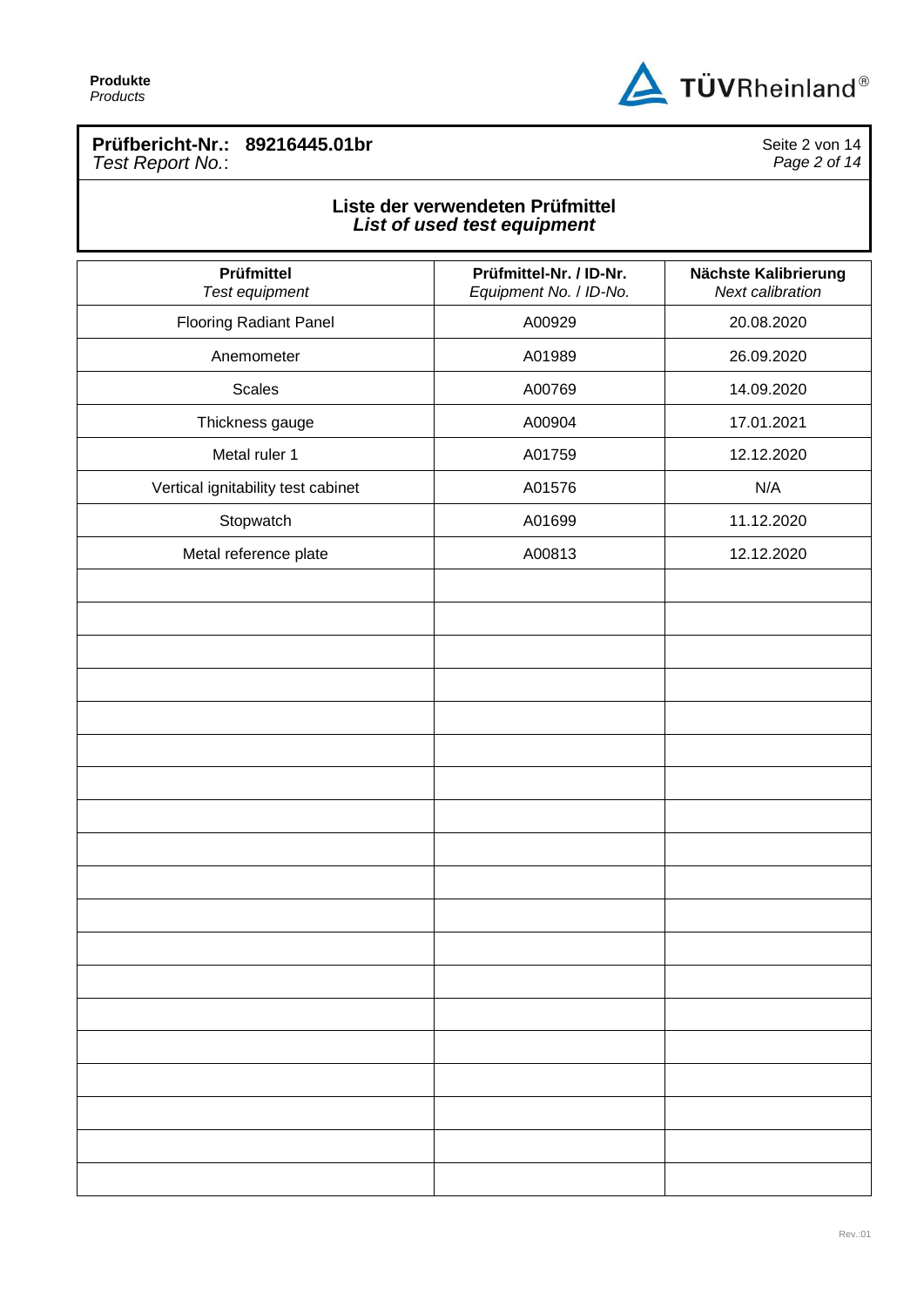**Prüfbericht-Nr.: 89216445.01br**
*Test Report No.*:

## Liste der verwendeten Prüfmittel
### *List of used test equipment*

| **Prüfmittel** *Test equipment* | **Prüfmittel-Nr. / ID-Nr.** *Equipment No. / ID-No.* | **Nächste Kalibrierung** *Next calibration* |
|---|---|---|
| Flooring Radiant Panel | A00929 | 20.08.2020 |
| Anemometer | A01989 | 26.09.2020 |
| Scales | A00769 | 14.09.2020 |
| Thickness gauge | A00904 | 17.01.2021 |
| Metal ruler 1 | A01759 | 12.12.2020 |
| Vertical ignitability test cabinet | A01576 | N/A |
| Stopwatch | A01699 | 11.12.2020 |
| Metal reference plate | A00813 | 12.12.2020 |
| | | |
| | | |
| | | |
| | | |
| | | |
| | | |
| | | |
| | | |
| | | |
| | | |
| | | |
| | | |
| | | |
| | | |
| | | |
| | | |
| | | |
| | | |
| | | |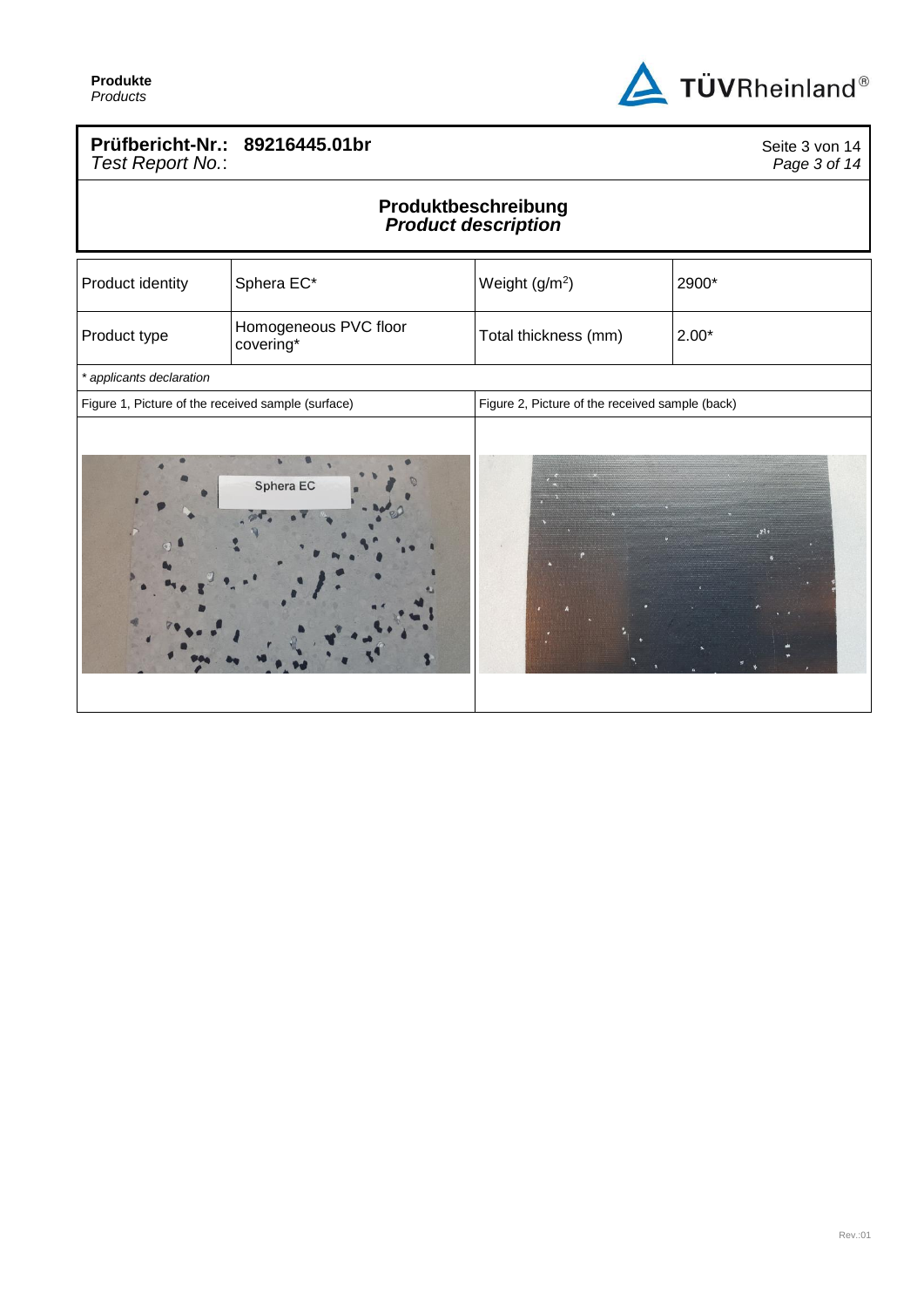**Prüfbericht-Nr.: 89216445.01br**
*Test Report No.*:

## Produktbeschreibung
## *Product description*

| Product identity | Sphera EC* | Weight ($g/m^2$) | 2900* |
|---|---|---|---|
| Product type | Homogeneous PVC floor covering* | Total thickness (mm) | 2.00* |

*\* applicants declaration*

Figure 1, Picture of the received sample (surface)

Figure 2, Picture of the received sample (back)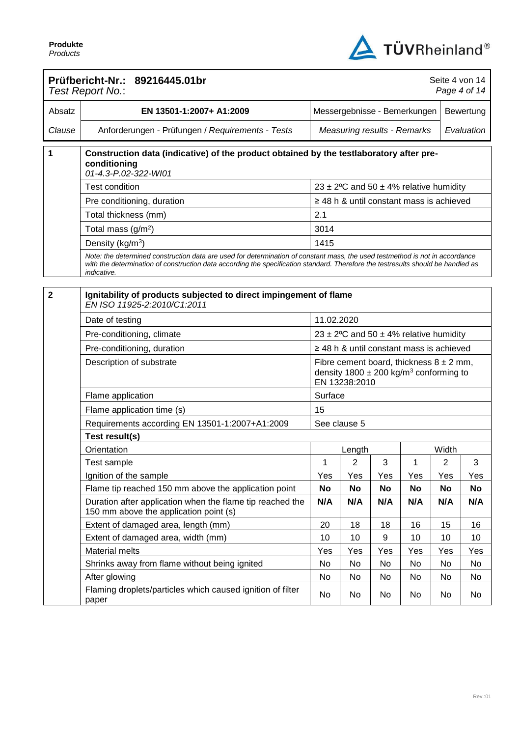| Absatz | EN 13501-1:2007+ A1:2009 | Messergebnisse - Bemerkungen | Bewertung |
|---|---|---|---|
| *Clause* | Anforderungen - Prüfungen / *Requirements - Tests* | *Measuring results - Remarks* | *Evaluation* |

**Prüfbericht-Nr.: 89216445.01br**
*Test Report No.:*

| 1 | **Construction data (indicative) of the product obtained by the testlaboratory after pre-conditioning** *01-4.3-P.02-322-WI01* | |
|---|---|---|
| | Test condition | 23 ± 2ºC and 50 ± 4% relative humidity |
| | Pre conditioning, duration | ≥ 48 h & until constant mass is achieved |
| | Total thickness (mm) | 2.1 |
| | Total mass (g/m²) | 3014 |
| | Density (kg/m³) | 1415 |
| | *Note: the determined construction data are used for determination of constant mass, the used testmethod is not in accordance with the determination of construction data according the specification standard. Therefore the testresults should be handled as indicative.* | |

| 2 | **Ignitability of products subjected to direct impingement of flame** *EN ISO 11925-2:2010/C1:2011* | | | | | | |
|---|---|---|---|---|---|---|---|
| | Date of testing | 11.02.2020 | | | | | |
| | Pre-conditioning, climate | 23 ± 2ºC and 50 ± 4% relative humidity | | | | | |
| | Pre-conditioning, duration | ≥ 48 h & until constant mass is achieved | | | | | |
| | Description of substrate | Fibre cement board, thickness 8 ± 2 mm, density 1800 ± 200 kg/m³ conforming to EN 13238:2010 | | | | | |
| | Flame application | Surface | | | | | |
| | Flame application time (s) | 15 | | | | | |
| | Requirements according EN 13501-1:2007+A1:2009 | See clause 5 | | | | | |
| | **Test result(s)** | | | | | | |
| | Orientation | Length | | | Width | | |
| | Test sample | 1 | 2 | 3 | 1 | 2 | 3 |
| | Ignition of the sample | Yes | Yes | Yes | Yes | Yes | Yes |
| | Flame tip reached 150 mm above the application point | **No** | **No** | **No** | **No** | **No** | **No** |
| | Duration after application when the flame tip reached the 150 mm above the application point (s) | **N/A** | **N/A** | **N/A** | **N/A** | **N/A** | **N/A** |
| | Extent of damaged area, length (mm) | 20 | 18 | 18 | 16 | 15 | 16 |
| | Extent of damaged area, width (mm) | 10 | 10 | 9 | 10 | 10 | 10 |
| | Material melts | Yes | Yes | Yes | Yes | Yes | Yes |
| | Shrinks away from flame without being ignited | No | No | No | No | No | No |
| | After glowing | No | No | No | No | No | No |
| | Flaming droplets/particles which caused ignition of filter paper | No | No | No | No | No | No |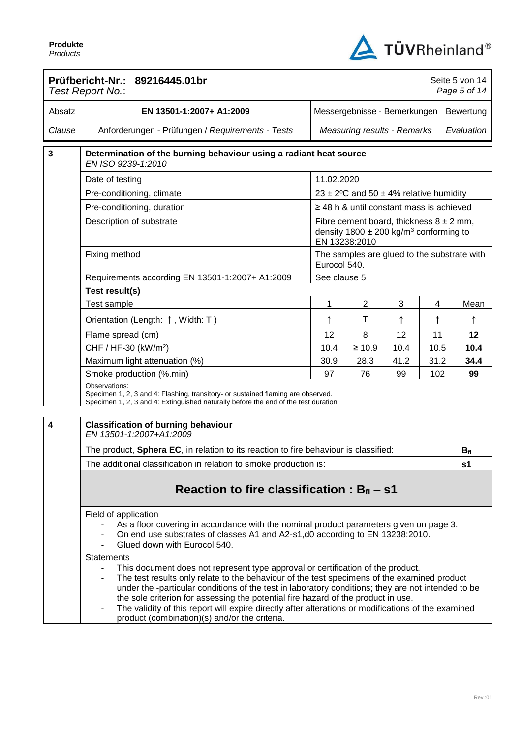**Prüfbericht-Nr.: 89216445.01br**
*Test Report No.:*

| Absatz | EN 13501-1:2007+ A1:2009 | Messergebnisse - Bemerkungen | Bewertung |
|---|---|---|---|
| *Clause* | Anforderungen - Prüfungen / *Requirements - Tests* | *Measuring results - Remarks* | *Evaluation* |

## 3 Determination of the burning behaviour using a radiant heat source

*EN ISO 9239-1:2010*

| | |
|---|---|
| Date of testing | 11.02.2020 |
| Pre-conditioning, climate | 23 ± 2ºC and 50 ± 4% relative humidity |
| Pre-conditioning, duration | ≥ 48 h & until constant mass is achieved |
| Description of substrate | Fibre cement board, thickness 8 ± 2 mm, density 1800 ± 200 kg/m³ conforming to EN 13238:2010 |
| Fixing method | The samples are glued to the substrate with Eurocol 540. |
| Requirements according EN 13501-1:2007+ A1:2009 | See clause 5 |

**Test result(s)**

| Test sample | 1 | 2 | 3 | 4 | Mean |
|---|---|---|---|---|---|
| Orientation (Length: ↑ , Width: T ) | ↑ | T | ↑ | ↑ | ↑ |
| Flame spread (cm) | 12 | 8 | 12 | 11 | **12** |
| CHF / HF-30 (kW/m²) | 10.4 | ≥ 10.9 | 10.4 | 10.5 | **10.4** |
| Maximum light attenuation (%) | 30.9 | 28.3 | 41.2 | 31.2 | **34.4** |
| Smoke production (%.min) | 97 | 76 | 99 | 102 | **99** |

Observations:
Specimen 1, 2, 3 and 4: Flashing, transitory- or sustained flaming are observed.
Specimen 1, 2, 3 and 4: Extinguished naturally before the end of the test duration.

## 4 Classification of burning behaviour

*EN 13501-1:2007+A1:2009*

| | |
|---|---|
| The product, **Sphera EC**, in relation to its reaction to fire behaviour is classified: | $\mathbf{B_{fl}}$ |
| The additional classification in relation to smoke production is: | **s1** |

### Reaction to fire classification : $B_{fl}$ – s1

Field of application

- As a floor covering in accordance with the nominal product parameters given on page 3.
- On end use substrates of classes A1 and A2-s1,d0 according to EN 13238:2010.
- Glued down with Eurocol 540.

Statements

- This document does not represent type approval or certification of the product.
- The test results only relate to the behaviour of the test specimens of the examined product under the -particular conditions of the test in laboratory conditions; they are not intended to be the sole criterion for assessing the potential fire hazard of the product in use.
- The validity of this report will expire directly after alterations or modifications of the examined product (combination)(s) and/or the criteria.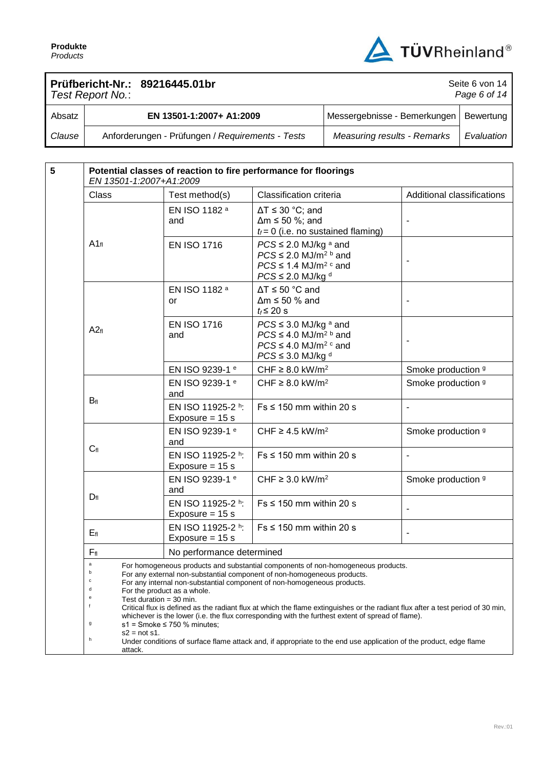| Absatz | EN 13501-1:2007+ A1:2009 | Messergebnisse - Bemerkungen | Bewertung |
|---|---|---|---|
| *Clause* | Anforderungen - Prüfungen / *Requirements - Tests* | *Measuring results - Remarks* | *Evaluation* |

**5** **Potential classes of reaction to fire performance for floorings**
*EN 13501-1:2007+A1:2009*

| Class | Test method(s) | Classification criteria | Additional classifications |
|---|---|---|---|
| $A1_{fl}$ | EN ISO 1182 [a] and | $\Delta T \leq 30$ °C; and $\Delta m \leq 50$ %; and $t_f = 0$ (i.e. no sustained flaming) | - |
| | EN ISO 1716 | $PCS \leq 2.0$ MJ/kg [a] and $PCS \leq 2.0$ MJ/m² [b] and $PCS \leq 1.4$ MJ/m² [c] and $PCS \leq 2.0$ MJ/kg [d] | - |
| $A2_{fl}$ | EN ISO 1182 [a] or | $\Delta T \leq 50$ °C and $\Delta m \leq 50$ % and $t_f \leq 20$ s | - |
| | EN ISO 1716 and | $PCS \leq 3.0$ MJ/kg [a] and $PCS \leq 4.0$ MJ/m² [b] and $PCS \leq 4.0$ MJ/m² [c] and $PCS \leq 3.0$ MJ/kg [d] | - |
| | EN ISO 9239-1 [e] | CHF ≥ 8.0 kW/m² | Smoke production [g] |
| $B_{fl}$ | EN ISO 9239-1 [e] and | CHF ≥ 8.0 kW/m² | Smoke production [g] |
| | EN ISO 11925-2 [h]: Exposure = 15 s | Fs ≤ 150 mm within 20 s | - |
| $C_{fl}$ | EN ISO 9239-1 [e] and | CHF ≥ 4.5 kW/m² | Smoke production [g] |
| | EN ISO 11925-2 [h]: Exposure = 15 s | Fs ≤ 150 mm within 20 s | - |
| $D_{fl}$ | EN ISO 9239-1 [e] and | CHF ≥ 3.0 kW/m² | Smoke production [g] |
| | EN ISO 11925-2 [h]: Exposure = 15 s | Fs ≤ 150 mm within 20 s | - |
| $E_{fl}$ | EN ISO 11925-2 [h]: Exposure = 15 s | Fs ≤ 150 mm within 20 s | - |
| $F_{fl}$ | No performance determined | | |

[a] For homogeneous products and substantial components of non-homogeneous products.
[b] For any external non-substantial component of non-homogeneous products.
[c] For any internal non-substantial component of non-homogeneous products.
[d] For the product as a whole.
[e] Test duration = 30 min.
[f] Critical flux is defined as the radiant flux at which the flame extinguishes or the radiant flux after a test period of 30 min, whichever is the lower (i.e. the flux corresponding with the furthest extent of spread of flame).
[g] s1 = Smoke ≤ 750 % minutes;
s2 = not s1.
[h] Under conditions of surface flame attack and, if appropriate to the end use application of the product, edge flame attack.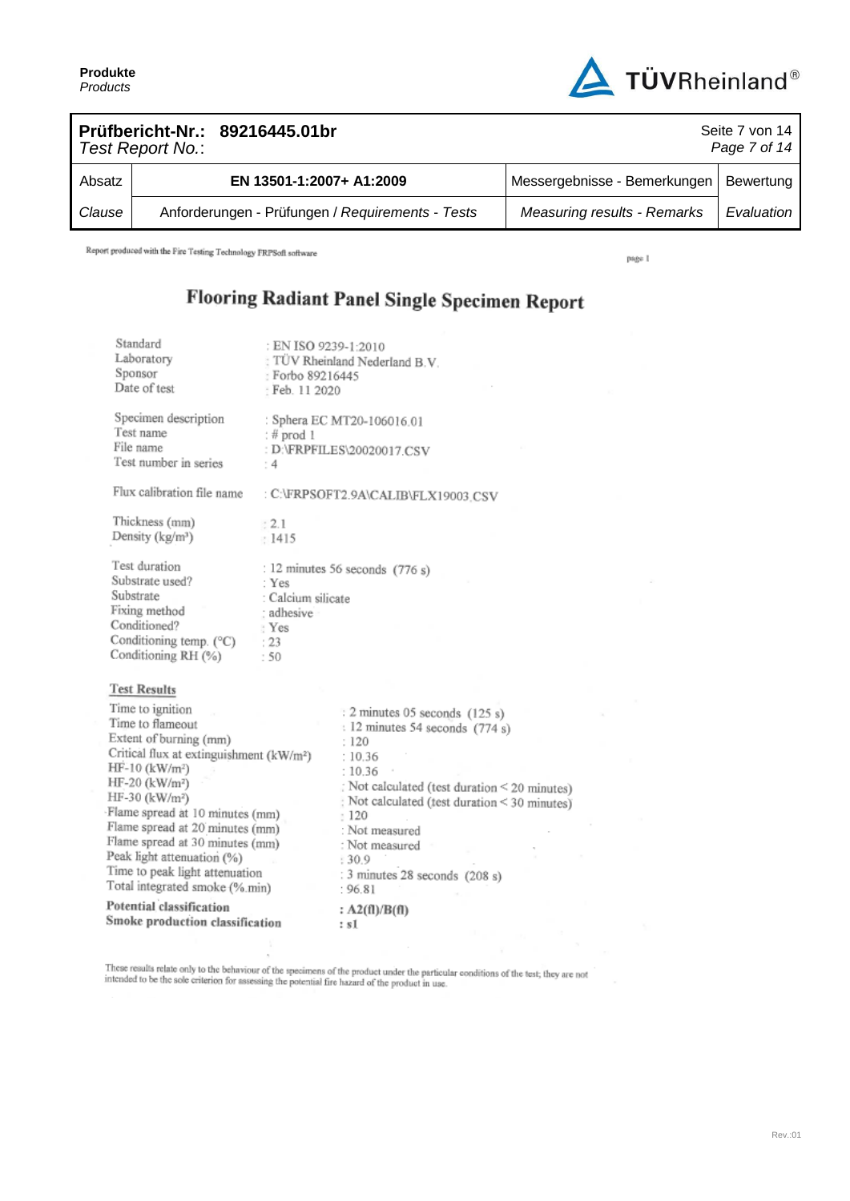| Absatz | EN 13501-1:2007+ A1:2009 | Messergebnisse - Bemerkungen | Bewertung |
| --- | --- | --- | --- |
| *Clause* | Anforderungen - Prüfungen / *Requirements - Tests* | *Measuring results - Remarks* | *Evaluation* |

Report produced with the Fire Testing Technology FRPSoft software

page 1

# Flooring Radiant Panel Single Specimen Report

| | |
| --- | --- |
| Standard | : EN ISO 9239-1:2010 |
| Laboratory | : TÜV Rheinland Nederland B.V. |
| Sponsor | : Forbo 89216445 |
| Date of test | : Feb. 11 2020 |
| | |
| Specimen description | : Sphera EC MT20-106016.01 |
| Test name | : # prod 1 |
| File name | : D:\FRPFILES\20020017.CSV |
| Test number in series | : 4 |
| | |
| Flux calibration file name | : C:\FRPSOFT2.9A\CALIB\FLX19003.CSV |
| | |
| Thickness (mm) | : 2.1 |
| Density (kg/m³) | : 1415 |
| | |
| Test duration | : 12 minutes 56 seconds (776 s) |
| Substrate used? | : Yes |
| Substrate | : Calcium silicate |
| Fixing method | : adhesive |
| Conditioned? | : Yes |
| Conditioning temp. (°C) | : 23 |
| Conditioning RH (%) | : 50 |

## Test Results

| | |
| --- | --- |
| Time to ignition | : 2 minutes 05 seconds (125 s) |
| Time to flameout | : 12 minutes 54 seconds (774 s) |
| Extent of burning (mm) | : 120 |
| Critical flux at extinguishment (kW/m²) | : 10.36 |
| HF-10 (kW/m²) | : 10.36 |
| HF-20 (kW/m²) | : Not calculated (test duration < 20 minutes) |
| HF-30 (kW/m²) | : Not calculated (test duration < 30 minutes) |
| Flame spread at 10 minutes (mm) | : 120 |
| Flame spread at 20 minutes (mm) | : Not measured |
| Flame spread at 30 minutes (mm) | : Not measured |
| Peak light attenuation (%) | : 30.9 |
| Time to peak light attenuation | : 3 minutes 28 seconds (208 s) |
| Total integrated smoke (%.min) | : 96.81 |
| **Potential classification** | **: A2(fl)/B(fl)** |
| **Smoke production classification** | **: s1** |

These results relate only to the behaviour of the specimens of the product under the particular conditions of the test; they are not intended to be the sole criterion for assessing the potential fire hazard of the product in use.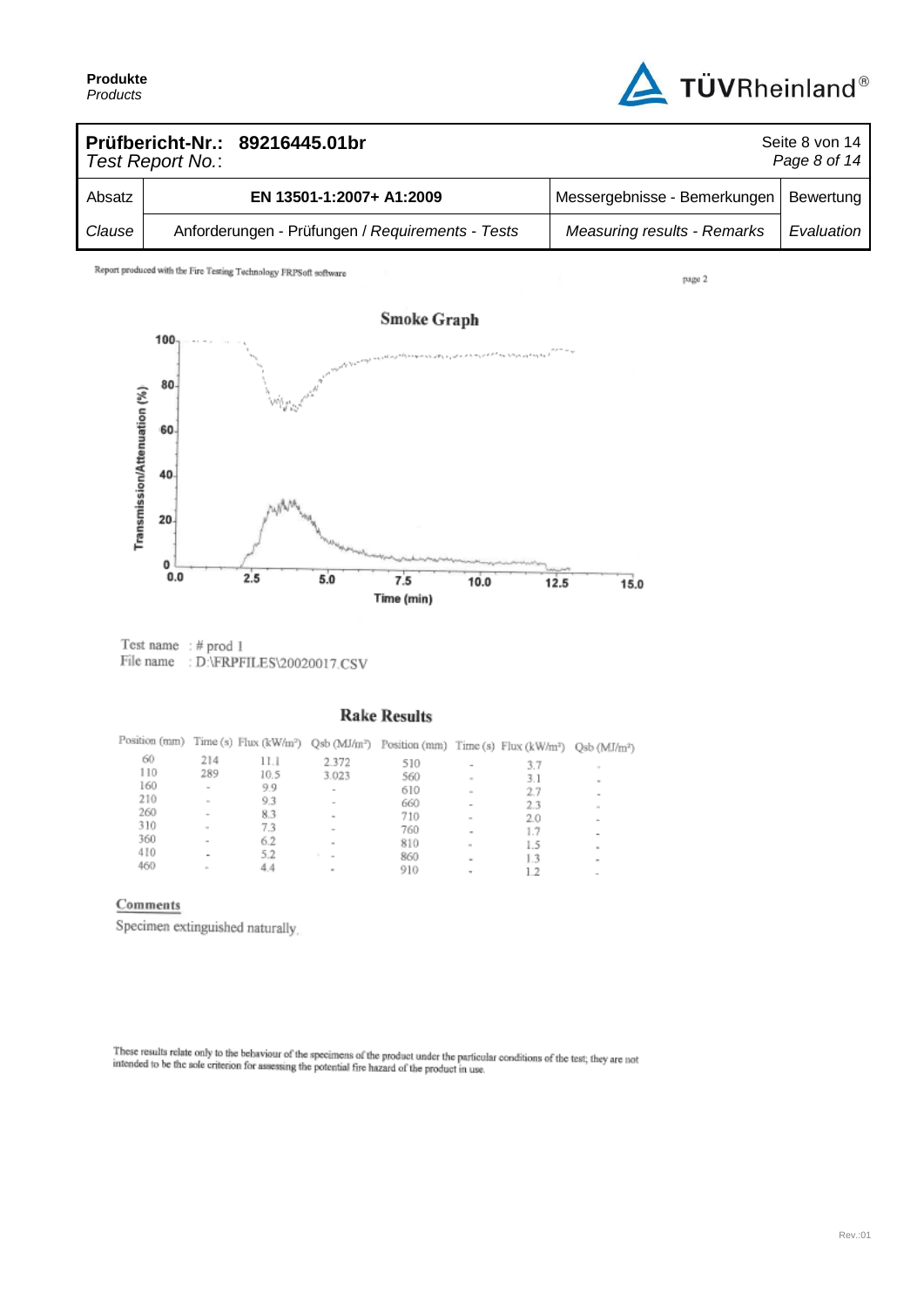| Absatz | EN 13501-1:2007+ A1:2009 | Messergebnisse - Bemerkungen | Bewertung |
|---|---|---|---|
| *Clause* | Anforderungen - Prüfungen / *Requirements - Tests* | *Measuring results - Remarks* | *Evaluation* |

Report produced with the Fire Testing Technology FRPSoft software

page 2

## Smoke Graph

Test name : # prod 1
File name : D:\FRPFILES\20020017.CSV

## Rake Results

| Position (mm) | Time (s) | Flux (kW/m²) | Qsb (MJ/m²) | Position (mm) | Time (s) | Flux (kW/m²) | Qsb (MJ/m²) |
|---|---|---|---|---|---|---|---|
| 60 | 214 | 11.1 | 2.372 | 510 | - | 3.7 | - |
| 110 | 289 | 10.5 | 3.023 | 560 | - | 3.1 | - |
| 160 | - | 9.9 | - | 610 | - | 2.7 | - |
| 210 | - | 9.3 | - | 660 | - | 2.3 | - |
| 260 | - | 8.3 | - | 710 | - | 2.0 | - |
| 310 | - | 7.3 | - | 760 | - | 1.7 | - |
| 360 | - | 6.2 | - | 810 | - | 1.5 | - |
| 410 | - | 5.2 | - | 860 | - | 1.3 | - |
| 460 | - | 4.4 | - | 910 | - | 1.2 | - |

**Comments**

Specimen extinguished naturally.

These results relate only to the behaviour of the specimens of the product under the particular conditions of the test; they are not intended to be the sole criterion for assessing the potential fire hazard of the product in use.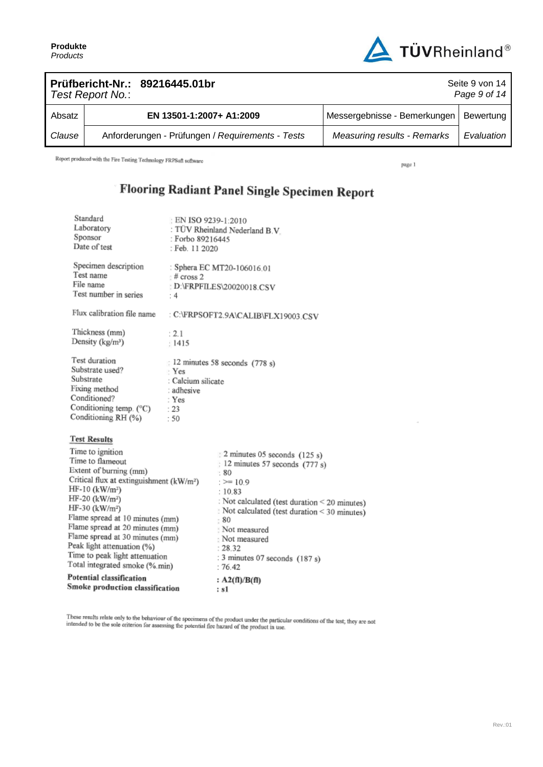| Prüfbericht-Nr.: 89216445.01br *Test Report No.*: | | | |
|---|---|---|---|
| Absatz | EN 13501-1:2007+ A1:2009 | Messergebnisse - Bemerkungen | Bewertung |
| *Clause* | Anforderungen - Prüfungen / *Requirements - Tests* | *Measuring results - Remarks* | *Evaluation* |

Report produced with the Fire Testing Technology FRPSoft software

# Flooring Radiant Panel Single Specimen Report

| | |
|---|---|
| Standard | : EN ISO 9239-1:2010 |
| Laboratory | : TÜV Rheinland Nederland B.V. |
| Sponsor | : Forbo 89216445 |
| Date of test | : Feb. 11 2020 |
| Specimen description | : Sphera EC MT20-106016.01 |
| Test name | : # cross 2 |
| File name | : D:\FRPFILES\20020018.CSV |
| Test number in series | : 4 |
| Flux calibration file name | : C:\FRPSOFT2.9A\CALIB\FLX19003.CSV |
| Thickness (mm) | : 2.1 |
| Density (kg/m³) | : 1415 |
| Test duration | : 12 minutes 58 seconds (778 s) |
| Substrate used? | : Yes |
| Substrate | : Calcium silicate |
| Fixing method | : adhesive |
| Conditioned? | : Yes |
| Conditioning temp. (°C) | : 23 |
| Conditioning RH (%) | : 50 |

## Test Results

| | |
|---|---|
| Time to ignition | : 2 minutes 05 seconds (125 s) |
| Time to flameout | : 12 minutes 57 seconds (777 s) |
| Extent of burning (mm) | : 80 |
| Critical flux at extinguishment (kW/m²) | : >= 10.9 |
| HF-10 (kW/m²) | : 10.83 |
| HF-20 (kW/m²) | : Not calculated (test duration < 20 minutes) |
| HF-30 (kW/m²) | : Not calculated (test duration < 30 minutes) |
| Flame spread at 10 minutes (mm) | : 80 |
| Flame spread at 20 minutes (mm) | : Not measured |
| Flame spread at 30 minutes (mm) | : Not measured |
| Peak light attenuation (%) | : 28.32 |
| Time to peak light attenuation | : 3 minutes 07 seconds (187 s) |
| Total integrated smoke (%.min) | : 76.42 |
| **Potential classification** | **: A2(fl)/B(fl)** |
| **Smoke production classification** | **: s1** |

These results relate only to the behaviour of the specimens of the product under the particular conditions of the test; they are not intended to be the sole criterion for assessing the potential fire hazard of the product in use.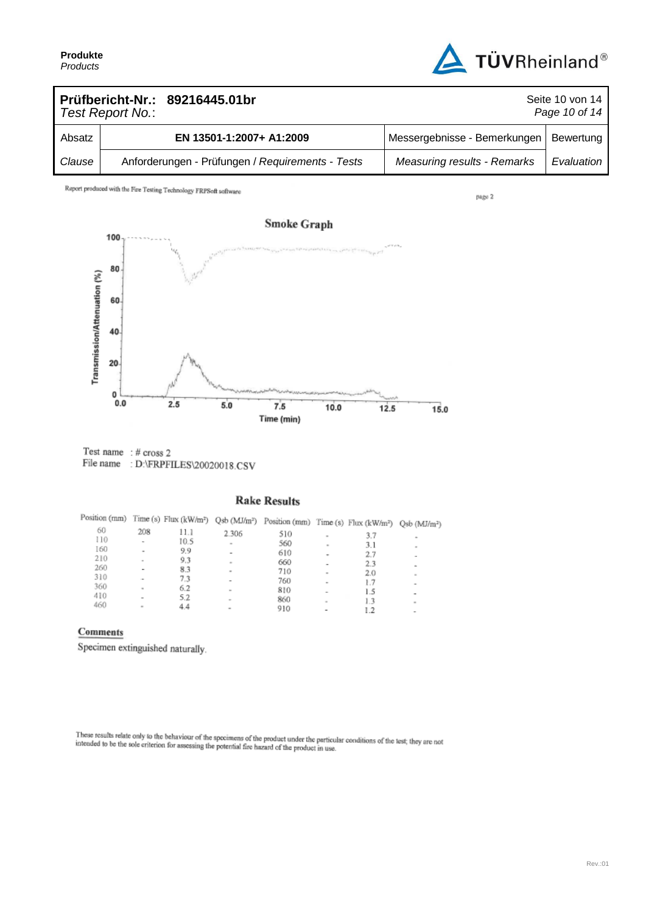| **Prüfbericht-Nr.: 89216445.01br**<br>*Test Report No.:* | | | |
|---|---|---|---|
| Absatz | **EN 13501-1:2007+ A1:2009** | Messergebnisse - Bemerkungen | Bewertung |
| *Clause* | Anforderungen - Prüfungen / *Requirements - Tests* | *Measuring results - Remarks* | *Evaluation* |

Report produced with the Fire Testing Technology FRPSoft software

page 2

## Smoke Graph

Transmission/Attenuation (%)

Time (min)

Test name : # cross 2
File name : D:\FRPFILES\20020018.CSV

## Rake Results

| Position (mm) | Time (s) | Flux (kW/m²) | Qsb (MJ/m²) | Position (mm) | Time (s) | Flux (kW/m²) | Qsb (MJ/m²) |
|---|---|---|---|---|---|---|---|
| 60 | 208 | 11.1 | 2.306 | 510 | - | 3.7 | - |
| 110 | - | 10.5 | - | 560 | - | 3.1 | - |
| 160 | - | 9.9 | - | 610 | - | 2.7 | - |
| 210 | - | 9.3 | - | 660 | - | 2.3 | - |
| 260 | - | 8.3 | - | 710 | - | 2.0 | - |
| 310 | - | 7.3 | - | 760 | - | 1.7 | - |
| 360 | - | 6.2 | - | 810 | - | 1.5 | - |
| 410 | - | 5.2 | - | 860 | - | 1.3 | - |
| 460 | - | 4.4 | - | 910 | - | 1.2 | - |

**Comments**

Specimen extinguished naturally.

These results relate only to the behaviour of the specimens of the product under the particular conditions of the test; they are not intended to be the sole criterion for assessing the potential fire hazard of the product in use.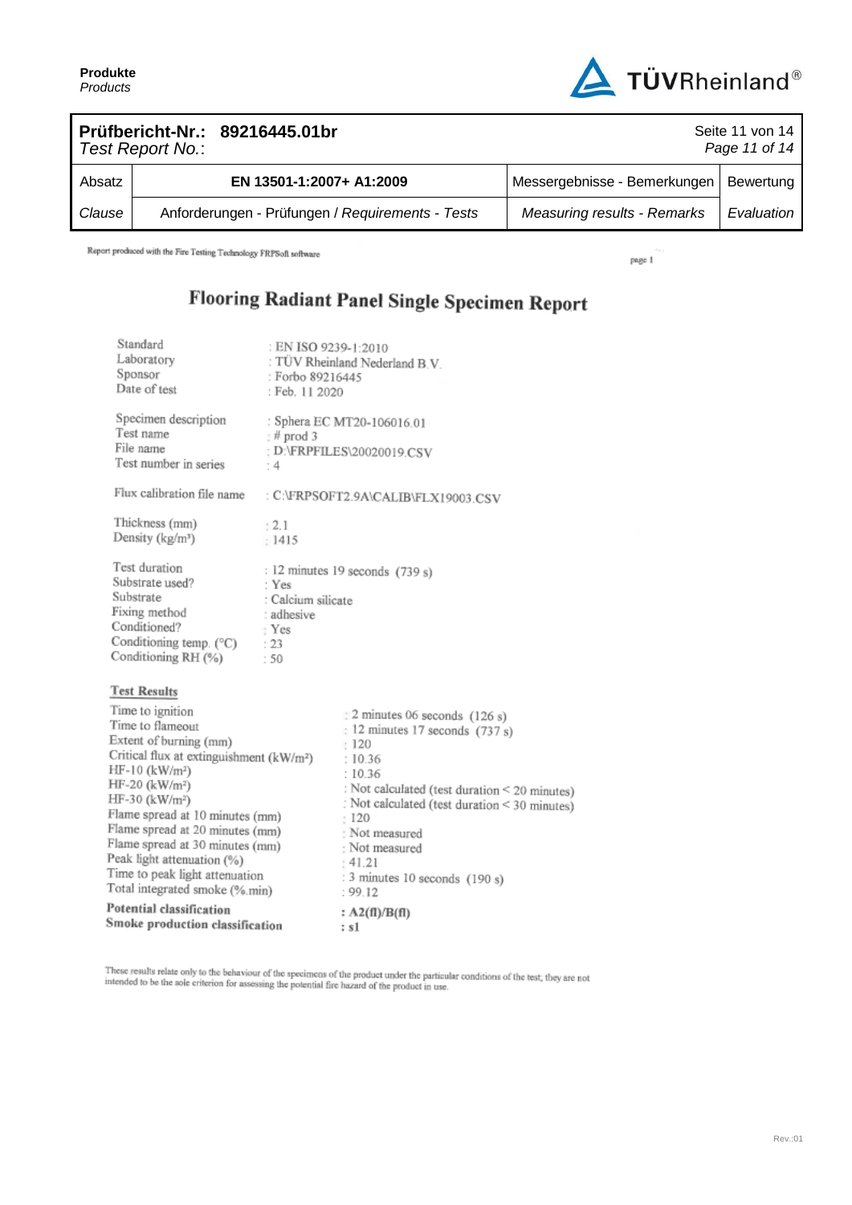| Absatz | EN 13501-1:2007+ A1:2009 | Messergebnisse - Bemerkungen | Bewertung |
|---|---|---|---|
| *Clause* | Anforderungen - Prüfungen / *Requirements - Tests* | *Measuring results - Remarks* | *Evaluation* |

Report produced with the Fire Testing Technology FRPSoft software

page 1

# Flooring Radiant Panel Single Specimen Report

| | |
|---|---|
| Standard | : EN ISO 9239-1:2010 |
| Laboratory | : TÜV Rheinland Nederland B.V. |
| Sponsor | : Forbo 89216445 |
| Date of test | : Feb. 11 2020 |
| | |
| Specimen description | : Sphera EC MT20-106016.01 |
| Test name | : # prod 3 |
| File name | : D:\FRPFILES\20020019.CSV |
| Test number in series | : 4 |
| | |
| Flux calibration file name | : C:\FRPSOFT2.9A\CALIB\FLX19003.CSV |
| | |
| Thickness (mm) | : 2.1 |
| Density (kg/m³) | : 1415 |
| | |
| Test duration | : 12 minutes 19 seconds (739 s) |
| Substrate used? | : Yes |
| Substrate | : Calcium silicate |
| Fixing method | : adhesive |
| Conditioned? | : Yes |
| Conditioning temp. (°C) | : 23 |
| Conditioning RH (%) | : 50 |

## Test Results

| | |
|---|---|
| Time to ignition | : 2 minutes 06 seconds (126 s) |
| Time to flameout | : 12 minutes 17 seconds (737 s) |
| Extent of burning (mm) | : 120 |
| Critical flux at extinguishment (kW/m²) | : 10.36 |
| HF-10 (kW/m²) | : 10.36 |
| HF-20 (kW/m²) | : Not calculated (test duration < 20 minutes) |
| HF-30 (kW/m²) | : Not calculated (test duration < 30 minutes) |
| Flame spread at 10 minutes (mm) | : 120 |
| Flame spread at 20 minutes (mm) | : Not measured |
| Flame spread at 30 minutes (mm) | : Not measured |
| Peak light attenuation (%) | : 41.21 |
| Time to peak light attenuation | : 3 minutes 10 seconds (190 s) |
| Total integrated smoke (%.min) | : 99.12 |
| **Potential classification** | **: A2(fl)/B(fl)** |
| **Smoke production classification** | **: s1** |

These results relate only to the behaviour of the specimens of the product under the particular conditions of the test; they are not intended to be the sole criterion for assessing the potential fire hazard of the product in use.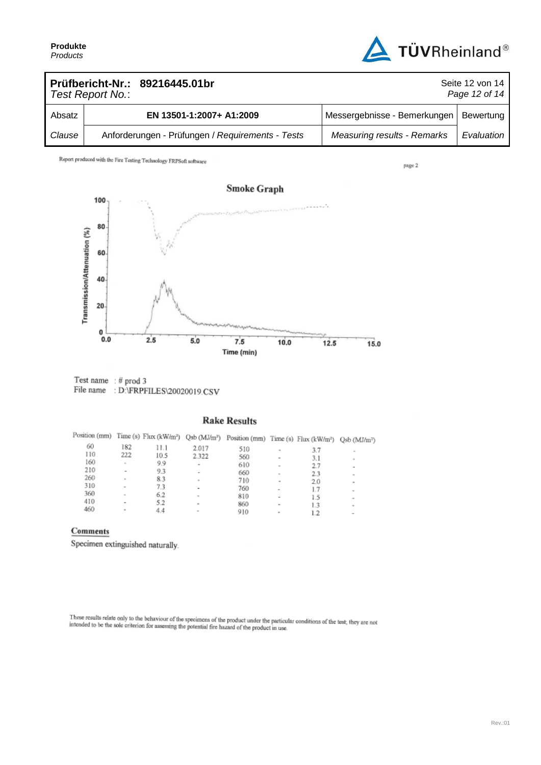| Absatz | EN 13501-1:2007+ A1:2009 | Messergebnisse - Bemerkungen | Bewertung |
|---|---|---|---|
| *Clause* | Anforderungen - Prüfungen / *Requirements - Tests* | *Measuring results - Remarks* | *Evaluation* |

**Prüfbericht-Nr.: 89216445.01br**
*Test Report No.:*

Report produced with the Fire Testing Technology FRPSoft software

page 2

## Smoke Graph

Transmission/Attenuation (%)

100
80
60
40
20
0

0.0 2.5 5.0 7.5 10.0 12.5 15.0

Time (min)

Test name : # prod 3
File name : D:\FRPFILES\20020019.CSV

## Rake Results

| Position (mm) | Time (s) | Flux (kW/m²) | Qsb (MJ/m²) | Position (mm) | Time (s) | Flux (kW/m²) | Qsb (MJ/m²) |
|---|---|---|---|---|---|---|---|
| 60 | 182 | 11.1 | 2.017 | 510 | - | 3.7 | - |
| 110 | 222 | 10.5 | 2.322 | 560 | - | 3.1 | - |
| 160 | - | 9.9 | - | 610 | - | 2.7 | - |
| 210 | - | 9.3 | - | 660 | - | 2.3 | - |
| 260 | - | 8.3 | - | 710 | - | 2.0 | - |
| 310 | - | 7.3 | - | 760 | - | 1.7 | - |
| 360 | - | 6.2 | - | 810 | - | 1.5 | - |
| 410 | - | 5.2 | - | 860 | - | 1.3 | - |
| 460 | - | 4.4 | - | 910 | - | 1.2 | - |

**Comments**

Specimen extinguished naturally.

These results relate only to the behaviour of the specimens of the product under the particular conditions of the test; they are not intended to be the sole criterion for assessing the potential fire hazard of the product in use.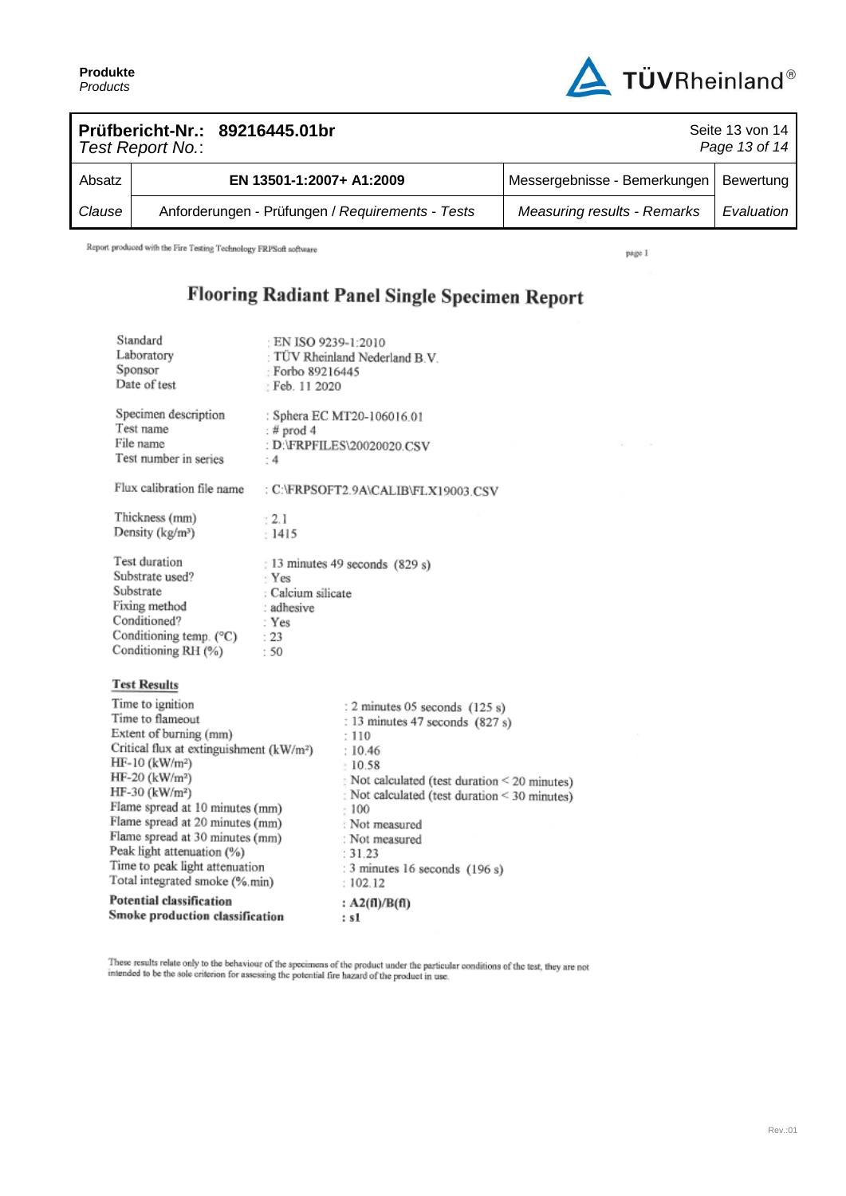| Absatz | EN 13501-1:2007+ A1:2009 | Messergebnisse - Bemerkungen | Bewertung |
|---|---|---|---|
| *Clause* | Anforderungen - Prüfungen / *Requirements - Tests* | *Measuring results - Remarks* | *Evaluation* |

Report produced with the Fire Testing Technology FRPSoft software

page 1

# Flooring Radiant Panel Single Specimen Report

| | |
|---|---|
| Standard | : EN ISO 9239-1:2010 |
| Laboratory | : TÜV Rheinland Nederland B.V. |
| Sponsor | : Forbo 89216445 |
| Date of test | : Feb. 11 2020 |
| | |
| Specimen description | : Sphera EC MT20-106016.01 |
| Test name | : # prod 4 |
| File name | : D:\FRPFILES\20020020.CSV |
| Test number in series | : 4 |
| | |
| Flux calibration file name | : C:\FRPSOFT2.9A\CALIB\FLX19003.CSV |
| | |
| Thickness (mm) | : 2.1 |
| Density (kg/m³) | : 1415 |
| | |
| Test duration | : 13 minutes 49 seconds (829 s) |
| Substrate used? | : Yes |
| Substrate | : Calcium silicate |
| Fixing method | : adhesive |
| Conditioned? | : Yes |
| Conditioning temp. (°C) | : 23 |
| Conditioning RH (%) | : 50 |

**Test Results**

| | |
|---|---|
| Time to ignition | : 2 minutes 05 seconds (125 s) |
| Time to flameout | : 13 minutes 47 seconds (827 s) |
| Extent of burning (mm) | : 110 |
| Critical flux at extinguishment (kW/m²) | : 10.46 |
| HF-10 (kW/m²) | : 10.58 |
| HF-20 (kW/m²) | : Not calculated (test duration < 20 minutes) |
| HF-30 (kW/m²) | : Not calculated (test duration < 30 minutes) |
| Flame spread at 10 minutes (mm) | : 100 |
| Flame spread at 20 minutes (mm) | : Not measured |
| Flame spread at 30 minutes (mm) | : Not measured |
| Peak light attenuation (%) | : 31.23 |
| Time to peak light attenuation | : 3 minutes 16 seconds (196 s) |
| Total integrated smoke (%.min) | : 102.12 |
| **Potential classification** | **: A2(fl)/B(fl)** |
| **Smoke production classification** | **: s1** |

These results relate only to the behaviour of the specimens of the product under the particular conditions of the test, they are not intended to be the sole criterion for assessing the potential fire hazard of the product in use.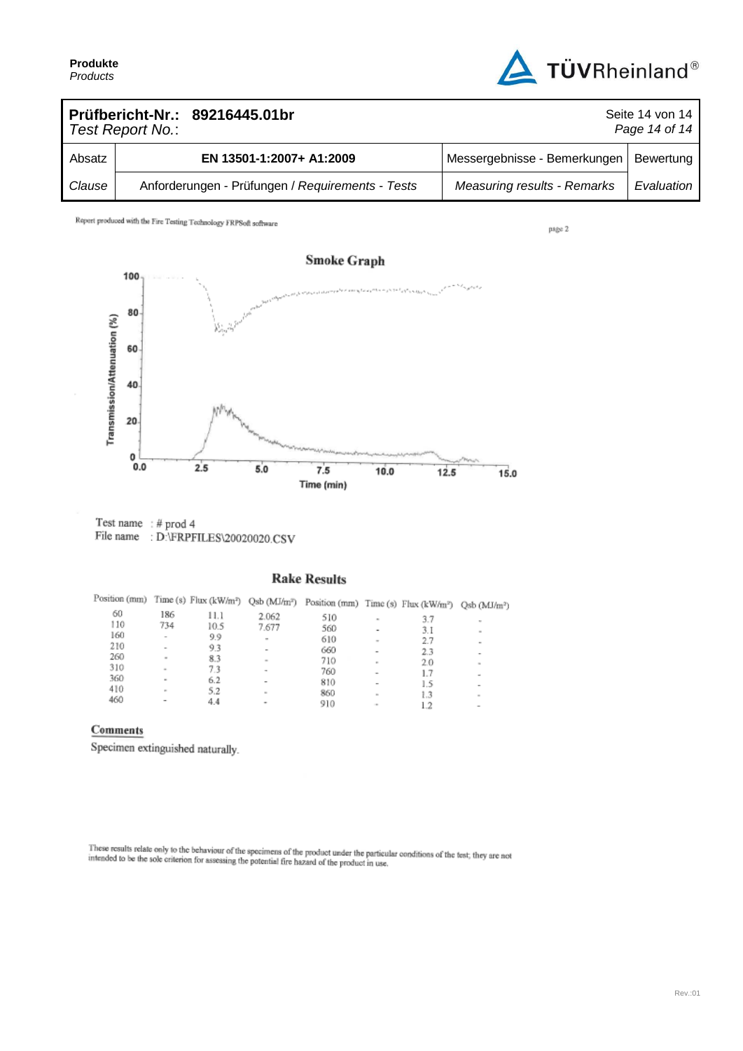| Absatz | EN 13501-1:2007+ A1:2009 | Messergebnisse - Bemerkungen | Bewertung |
|---|---|---|---|
| *Clause* | Anforderungen - Prüfungen / *Requirements - Tests* | *Measuring results - Remarks* | *Evaluation* |

Report produced with the Fire Testing Technology FRPSoft software

page 2

**Smoke Graph**

Transmission/Attenuation (%)

100
80
60
40
20
0

0.0
2.5
5.0
7.5
10.0
12.5
15.0

Time (min)

Test name : # prod 4
File name : D:\FRPFILES\20020020.CSV

## Rake Results

| Position (mm) | Time (s) | Flux (kW/m²) | Qsb (MJ/m²) | Position (mm) | Time (s) | Flux (kW/m²) | Qsb (MJ/m²) |
|---|---|---|---|---|---|---|---|
| 60 | 186 | 11.1 | 2.062 | 510 | - | 3.7 | - |
| 110 | 734 | 10.5 | 7.677 | 560 | - | 3.1 | - |
| 160 | - | 9.9 | - | 610 | - | 2.7 | - |
| 210 | - | 9.3 | - | 660 | - | 2.3 | - |
| 260 | - | 8.3 | - | 710 | - | 2.0 | - |
| 310 | - | 7.3 | - | 760 | - | 1.7 | - |
| 360 | - | 6.2 | - | 810 | - | 1.5 | - |
| 410 | - | 5.2 | - | 860 | - | 1.3 | - |
| 460 | - | 4.4 | - | 910 | - | 1.2 | - |

**Comments**

Specimen extinguished naturally.

These results relate only to the behaviour of the specimens of the product under the particular conditions of the test; they are not intended to be the sole criterion for assessing the potential fire hazard of the product in use.